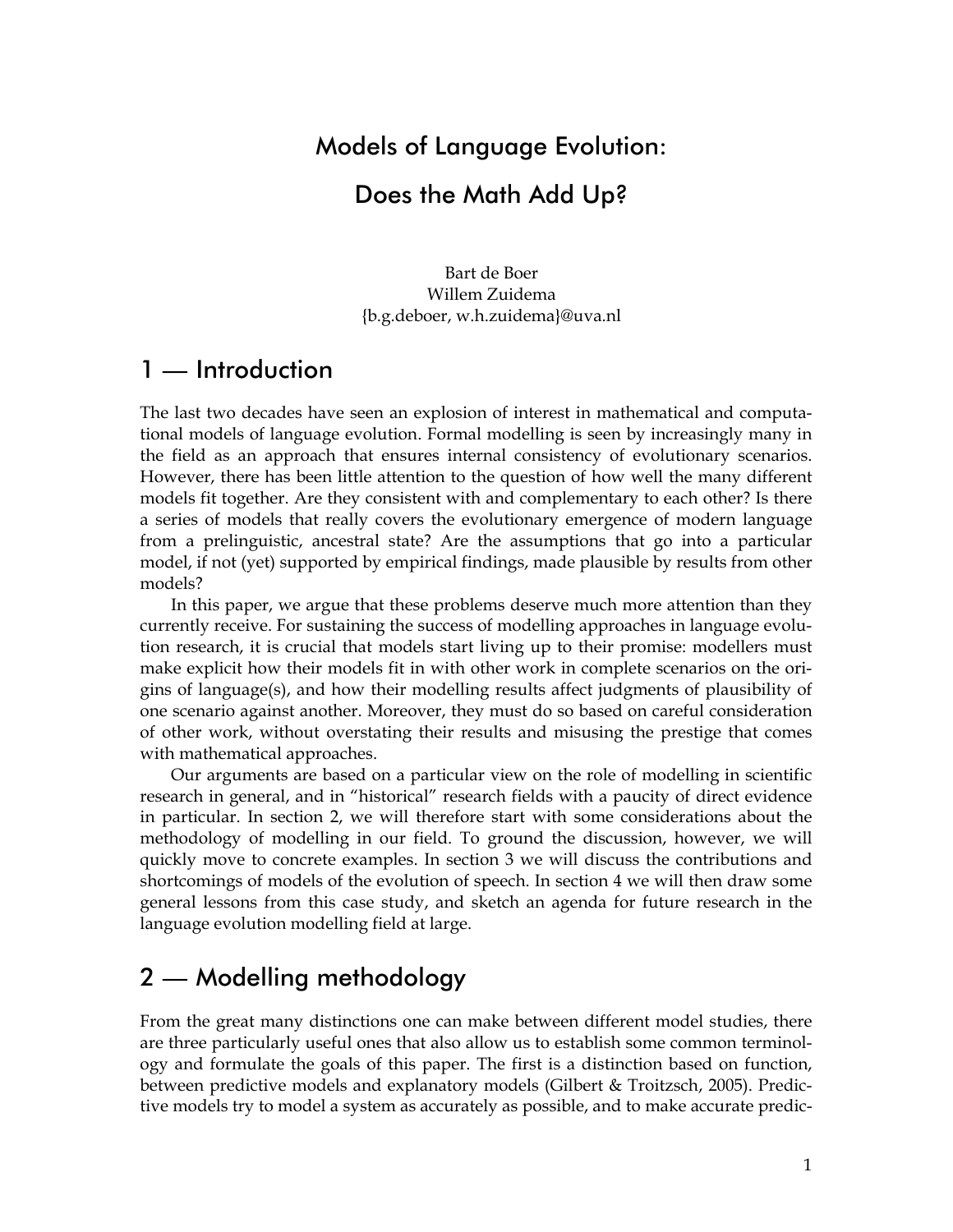# Models of Language Evolution:

# Does the Math Add Up?

Bart de Boer
Willem Zuidema
{b.g.deboer, w.h.zuidema}@uva.nl

## 1 — Introduction

The last two decades have seen an explosion of interest in mathematical and computational models of language evolution. Formal modelling is seen by increasingly many in the field as an approach that ensures internal consistency of evolutionary scenarios. However, there has been little attention to the question of how well the many different models fit together. Are they consistent with and complementary to each other? Is there a series of models that really covers the evolutionary emergence of modern language from a prelinguistic, ancestral state? Are the assumptions that go into a particular model, if not (yet) supported by empirical findings, made plausible by results from other models?

In this paper, we argue that these problems deserve much more attention than they currently receive. For sustaining the success of modelling approaches in language evolution research, it is crucial that models start living up to their promise: modellers must make explicit how their models fit in with other work in complete scenarios on the origins of language(s), and how their modelling results affect judgments of plausibility of one scenario against another. Moreover, they must do so based on careful consideration of other work, without overstating their results and misusing the prestige that comes with mathematical approaches.

Our arguments are based on a particular view on the role of modelling in scientific research in general, and in "historical" research fields with a paucity of direct evidence in particular. In section 2, we will therefore start with some considerations about the methodology of modelling in our field. To ground the discussion, however, we will quickly move to concrete examples. In section 3 we will discuss the contributions and shortcomings of models of the evolution of speech. In section 4 we will then draw some general lessons from this case study, and sketch an agenda for future research in the language evolution modelling field at large.

## 2 — Modelling methodology

From the great many distinctions one can make between different model studies, there are three particularly useful ones that also allow us to establish some common terminology and formulate the goals of this paper. The first is a distinction based on function, between predictive models and explanatory models (Gilbert & Troitzsch, 2005). Predictive models try to model a system as accurately as possible, and to make accurate predic-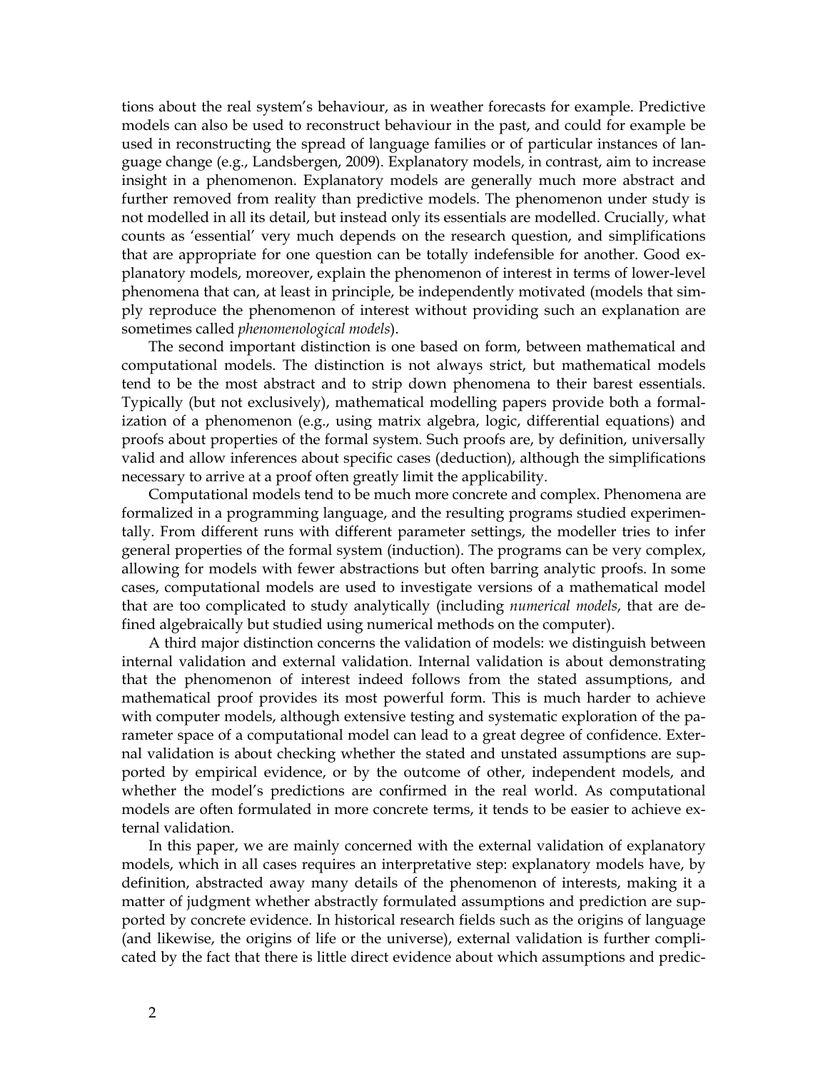tions about the real system's behaviour, as in weather forecasts for example. Predictive models can also be used to reconstruct behaviour in the past, and could for example be used in reconstructing the spread of language families or of particular instances of language change (e.g., Landsbergen, 2009). Explanatory models, in contrast, aim to increase insight in a phenomenon. Explanatory models are generally much more abstract and further removed from reality than predictive models. The phenomenon under study is not modelled in all its detail, but instead only its essentials are modelled. Crucially, what counts as 'essential' very much depends on the research question, and simplifications that are appropriate for one question can be totally indefensible for another. Good explanatory models, moreover, explain the phenomenon of interest in terms of lower-level phenomena that can, at least in principle, be independently motivated (models that simply reproduce the phenomenon of interest without providing such an explanation are sometimes called *phenomenological models*).

The second important distinction is one based on form, between mathematical and computational models. The distinction is not always strict, but mathematical models tend to be the most abstract and to strip down phenomena to their barest essentials. Typically (but not exclusively), mathematical modelling papers provide both a formalization of a phenomenon (e.g., using matrix algebra, logic, differential equations) and proofs about properties of the formal system. Such proofs are, by definition, universally valid and allow inferences about specific cases (deduction), although the simplifications necessary to arrive at a proof often greatly limit the applicability.

Computational models tend to be much more concrete and complex. Phenomena are formalized in a programming language, and the resulting programs studied experimentally. From different runs with different parameter settings, the modeller tries to infer general properties of the formal system (induction). The programs can be very complex, allowing for models with fewer abstractions but often barring analytic proofs. In some cases, computational models are used to investigate versions of a mathematical model that are too complicated to study analytically (including *numerical models*, that are defined algebraically but studied using numerical methods on the computer).

A third major distinction concerns the validation of models: we distinguish between internal validation and external validation. Internal validation is about demonstrating that the phenomenon of interest indeed follows from the stated assumptions, and mathematical proof provides its most powerful form. This is much harder to achieve with computer models, although extensive testing and systematic exploration of the parameter space of a computational model can lead to a great degree of confidence. External validation is about checking whether the stated and unstated assumptions are supported by empirical evidence, or by the outcome of other, independent models, and whether the model's predictions are confirmed in the real world. As computational models are often formulated in more concrete terms, it tends to be easier to achieve external validation.

In this paper, we are mainly concerned with the external validation of explanatory models, which in all cases requires an interpretative step: explanatory models have, by definition, abstracted away many details of the phenomenon of interests, making it a matter of judgment whether abstractly formulated assumptions and prediction are supported by concrete evidence. In historical research fields such as the origins of language (and likewise, the origins of life or the universe), external validation is further complicated by the fact that there is little direct evidence about which assumptions and predic-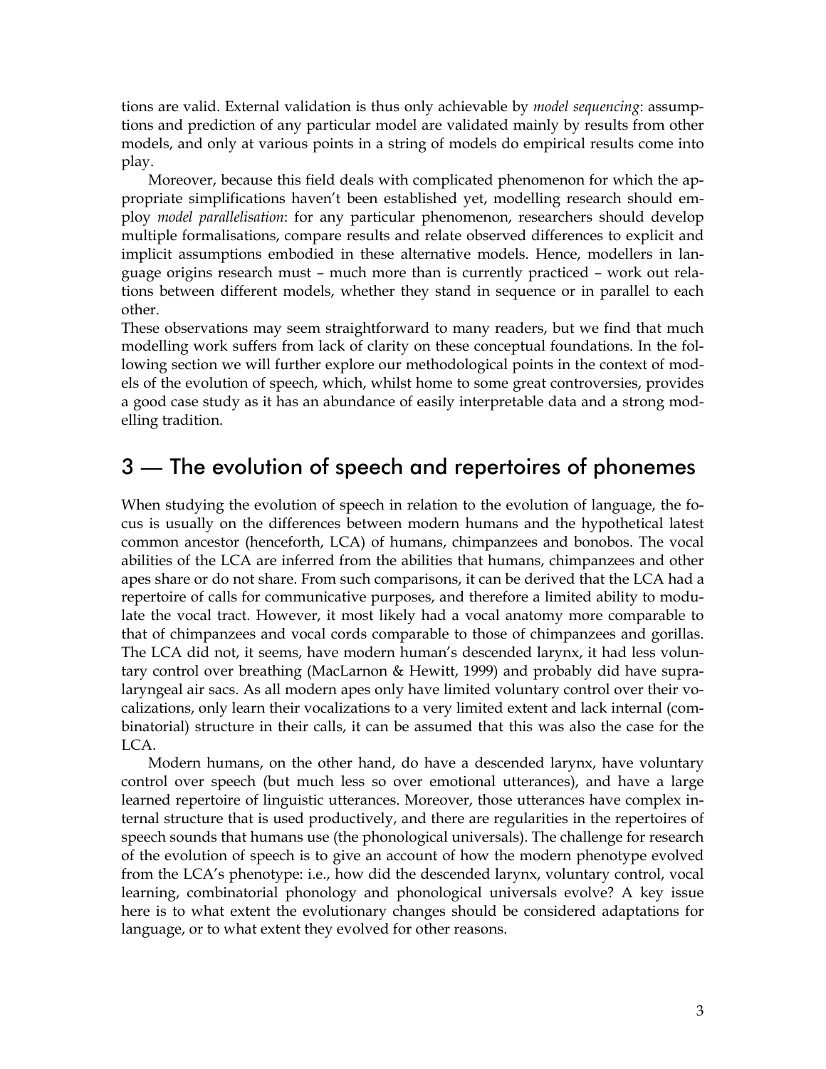tions are valid. External validation is thus only achievable by *model sequencing*: assumptions and prediction of any particular model are validated mainly by results from other models, and only at various points in a string of models do empirical results come into play.

Moreover, because this field deals with complicated phenomenon for which the appropriate simplifications haven't been established yet, modelling research should employ *model parallelisation*: for any particular phenomenon, researchers should develop multiple formalisations, compare results and relate observed differences to explicit and implicit assumptions embodied in these alternative models. Hence, modellers in language origins research must – much more than is currently practiced – work out relations between different models, whether they stand in sequence or in parallel to each other.

These observations may seem straightforward to many readers, but we find that much modelling work suffers from lack of clarity on these conceptual foundations. In the following section we will further explore our methodological points in the context of models of the evolution of speech, which, whilst home to some great controversies, provides a good case study as it has an abundance of easily interpretable data and a strong modelling tradition.

## 3 — The evolution of speech and repertoires of phonemes

When studying the evolution of speech in relation to the evolution of language, the focus is usually on the differences between modern humans and the hypothetical latest common ancestor (henceforth, LCA) of humans, chimpanzees and bonobos. The vocal abilities of the LCA are inferred from the abilities that humans, chimpanzees and other apes share or do not share. From such comparisons, it can be derived that the LCA had a repertoire of calls for communicative purposes, and therefore a limited ability to modulate the vocal tract. However, it most likely had a vocal anatomy more comparable to that of chimpanzees and vocal cords comparable to those of chimpanzees and gorillas. The LCA did not, it seems, have modern human's descended larynx, it had less voluntary control over breathing (MacLarnon & Hewitt, 1999) and probably did have supralaryngeal air sacs. As all modern apes only have limited voluntary control over their vocalizations, only learn their vocalizations to a very limited extent and lack internal (combinatorial) structure in their calls, it can be assumed that this was also the case for the LCA.

Modern humans, on the other hand, do have a descended larynx, have voluntary control over speech (but much less so over emotional utterances), and have a large learned repertoire of linguistic utterances. Moreover, those utterances have complex internal structure that is used productively, and there are regularities in the repertoires of speech sounds that humans use (the phonological universals). The challenge for research of the evolution of speech is to give an account of how the modern phenotype evolved from the LCA's phenotype: i.e., how did the descended larynx, voluntary control, vocal learning, combinatorial phonology and phonological universals evolve? A key issue here is to what extent the evolutionary changes should be considered adaptations for language, or to what extent they evolved for other reasons.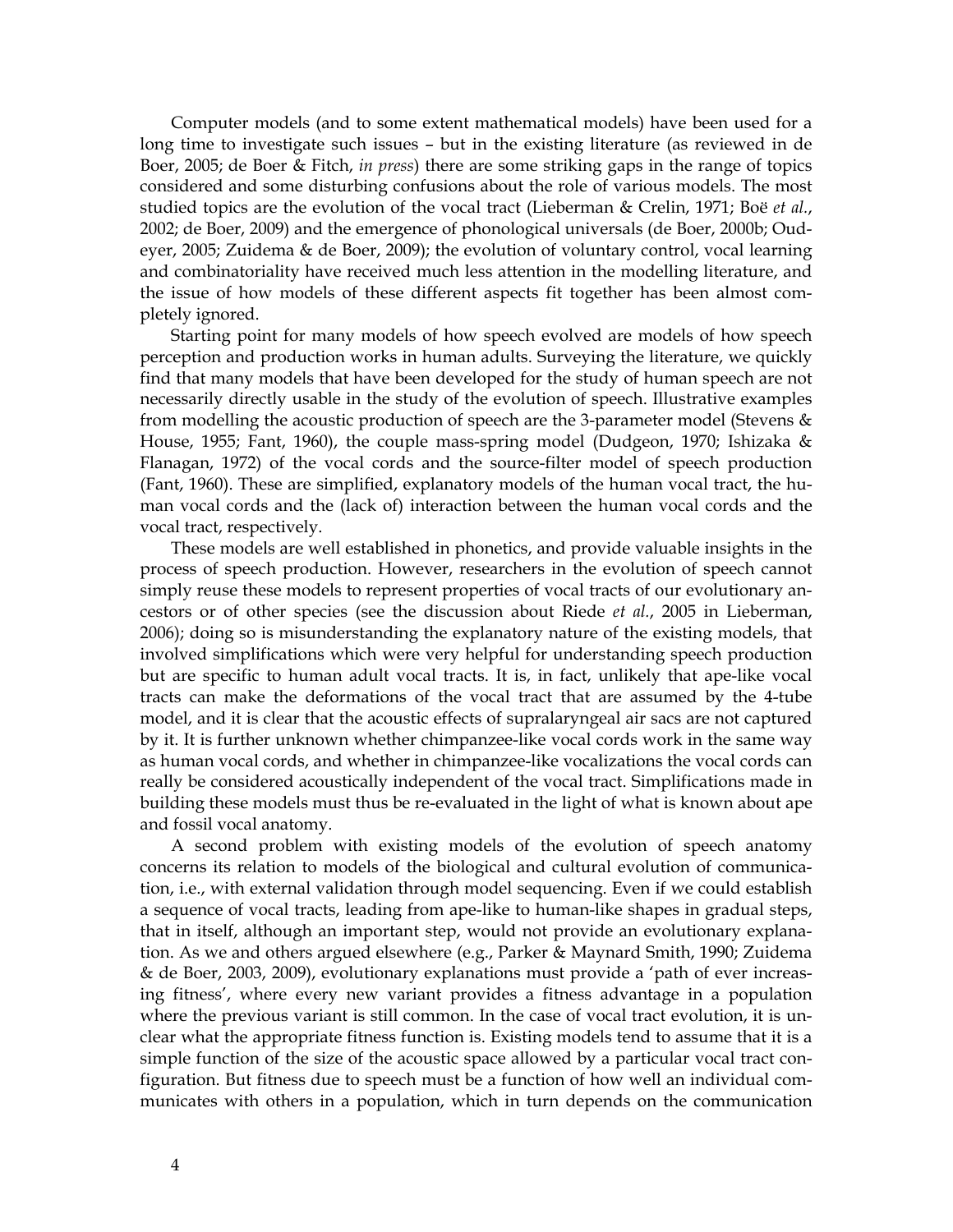Computer models (and to some extent mathematical models) have been used for a long time to investigate such issues – but in the existing literature (as reviewed in de Boer, 2005; de Boer & Fitch, *in press*) there are some striking gaps in the range of topics considered and some disturbing confusions about the role of various models. The most studied topics are the evolution of the vocal tract (Lieberman & Crelin, 1971; Boë *et al.*, 2002; de Boer, 2009) and the emergence of phonological universals (de Boer, 2000b; Oudeyer, 2005; Zuidema & de Boer, 2009); the evolution of voluntary control, vocal learning and combinatoriality have received much less attention in the modelling literature, and the issue of how models of these different aspects fit together has been almost completely ignored.

Starting point for many models of how speech evolved are models of how speech perception and production works in human adults. Surveying the literature, we quickly find that many models that have been developed for the study of human speech are not necessarily directly usable in the study of the evolution of speech. Illustrative examples from modelling the acoustic production of speech are the 3-parameter model (Stevens & House, 1955; Fant, 1960), the couple mass-spring model (Dudgeon, 1970; Ishizaka & Flanagan, 1972) of the vocal cords and the source-filter model of speech production (Fant, 1960). These are simplified, explanatory models of the human vocal tract, the human vocal cords and the (lack of) interaction between the human vocal cords and the vocal tract, respectively.

These models are well established in phonetics, and provide valuable insights in the process of speech production. However, researchers in the evolution of speech cannot simply reuse these models to represent properties of vocal tracts of our evolutionary ancestors or of other species (see the discussion about Riede *et al.*, 2005 in Lieberman, 2006); doing so is misunderstanding the explanatory nature of the existing models, that involved simplifications which were very helpful for understanding speech production but are specific to human adult vocal tracts. It is, in fact, unlikely that ape-like vocal tracts can make the deformations of the vocal tract that are assumed by the 4-tube model, and it is clear that the acoustic effects of supralaryngeal air sacs are not captured by it. It is further unknown whether chimpanzee-like vocal cords work in the same way as human vocal cords, and whether in chimpanzee-like vocalizations the vocal cords can really be considered acoustically independent of the vocal tract. Simplifications made in building these models must thus be re-evaluated in the light of what is known about ape and fossil vocal anatomy.

A second problem with existing models of the evolution of speech anatomy concerns its relation to models of the biological and cultural evolution of communication, i.e., with external validation through model sequencing. Even if we could establish a sequence of vocal tracts, leading from ape-like to human-like shapes in gradual steps, that in itself, although an important step, would not provide an evolutionary explanation. As we and others argued elsewhere (e.g., Parker & Maynard Smith, 1990; Zuidema & de Boer, 2003, 2009), evolutionary explanations must provide a 'path of ever increasing fitness', where every new variant provides a fitness advantage in a population where the previous variant is still common. In the case of vocal tract evolution, it is unclear what the appropriate fitness function is. Existing models tend to assume that it is a simple function of the size of the acoustic space allowed by a particular vocal tract configuration. But fitness due to speech must be a function of how well an individual communicates with others in a population, which in turn depends on the communication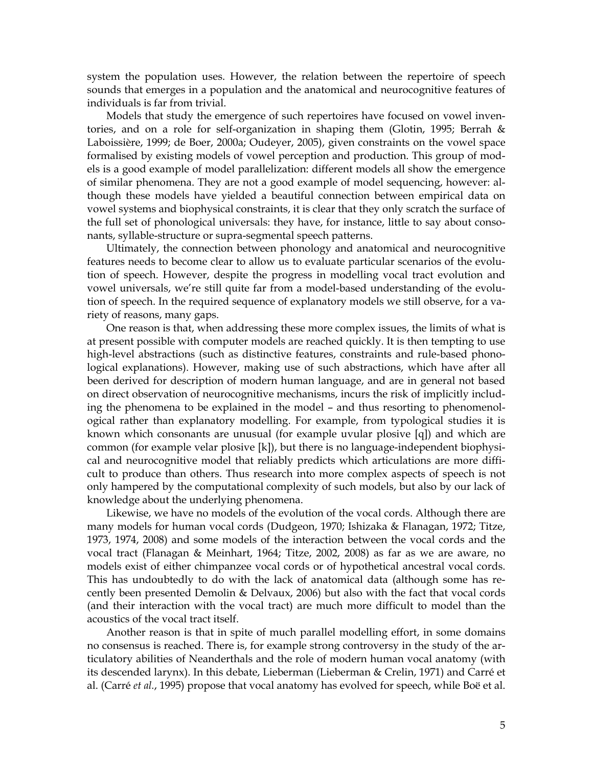system the population uses. However, the relation between the repertoire of speech sounds that emerges in a population and the anatomical and neurocognitive features of individuals is far from trivial.

Models that study the emergence of such repertoires have focused on vowel inventories, and on a role for self-organization in shaping them (Glotin, 1995; Berrah & Laboissière, 1999; de Boer, 2000a; Oudeyer, 2005), given constraints on the vowel space formalised by existing models of vowel perception and production. This group of models is a good example of model parallelization: different models all show the emergence of similar phenomena. They are not a good example of model sequencing, however: although these models have yielded a beautiful connection between empirical data on vowel systems and biophysical constraints, it is clear that they only scratch the surface of the full set of phonological universals: they have, for instance, little to say about consonants, syllable-structure or supra-segmental speech patterns.

Ultimately, the connection between phonology and anatomical and neurocognitive features needs to become clear to allow us to evaluate particular scenarios of the evolution of speech. However, despite the progress in modelling vocal tract evolution and vowel universals, we're still quite far from a model-based understanding of the evolution of speech. In the required sequence of explanatory models we still observe, for a variety of reasons, many gaps.

One reason is that, when addressing these more complex issues, the limits of what is at present possible with computer models are reached quickly. It is then tempting to use high-level abstractions (such as distinctive features, constraints and rule-based phonological explanations). However, making use of such abstractions, which have after all been derived for description of modern human language, and are in general not based on direct observation of neurocognitive mechanisms, incurs the risk of implicitly including the phenomena to be explained in the model – and thus resorting to phenomenological rather than explanatory modelling. For example, from typological studies it is known which consonants are unusual (for example uvular plosive [q]) and which are common (for example velar plosive [k]), but there is no language-independent biophysical and neurocognitive model that reliably predicts which articulations are more difficult to produce than others. Thus research into more complex aspects of speech is not only hampered by the computational complexity of such models, but also by our lack of knowledge about the underlying phenomena.

Likewise, we have no models of the evolution of the vocal cords. Although there are many models for human vocal cords (Dudgeon, 1970; Ishizaka & Flanagan, 1972; Titze, 1973, 1974, 2008) and some models of the interaction between the vocal cords and the vocal tract (Flanagan & Meinhart, 1964; Titze, 2002, 2008) as far as we are aware, no models exist of either chimpanzee vocal cords or of hypothetical ancestral vocal cords. This has undoubtedly to do with the lack of anatomical data (although some has recently been presented Demolin & Delvaux, 2006) but also with the fact that vocal cords (and their interaction with the vocal tract) are much more difficult to model than the acoustics of the vocal tract itself.

Another reason is that in spite of much parallel modelling effort, in some domains no consensus is reached. There is, for example strong controversy in the study of the articulatory abilities of Neanderthals and the role of modern human vocal anatomy (with its descended larynx). In this debate, Lieberman (Lieberman & Crelin, 1971) and Carré et al. (Carré *et al.*, 1995) propose that vocal anatomy has evolved for speech, while Boë et al.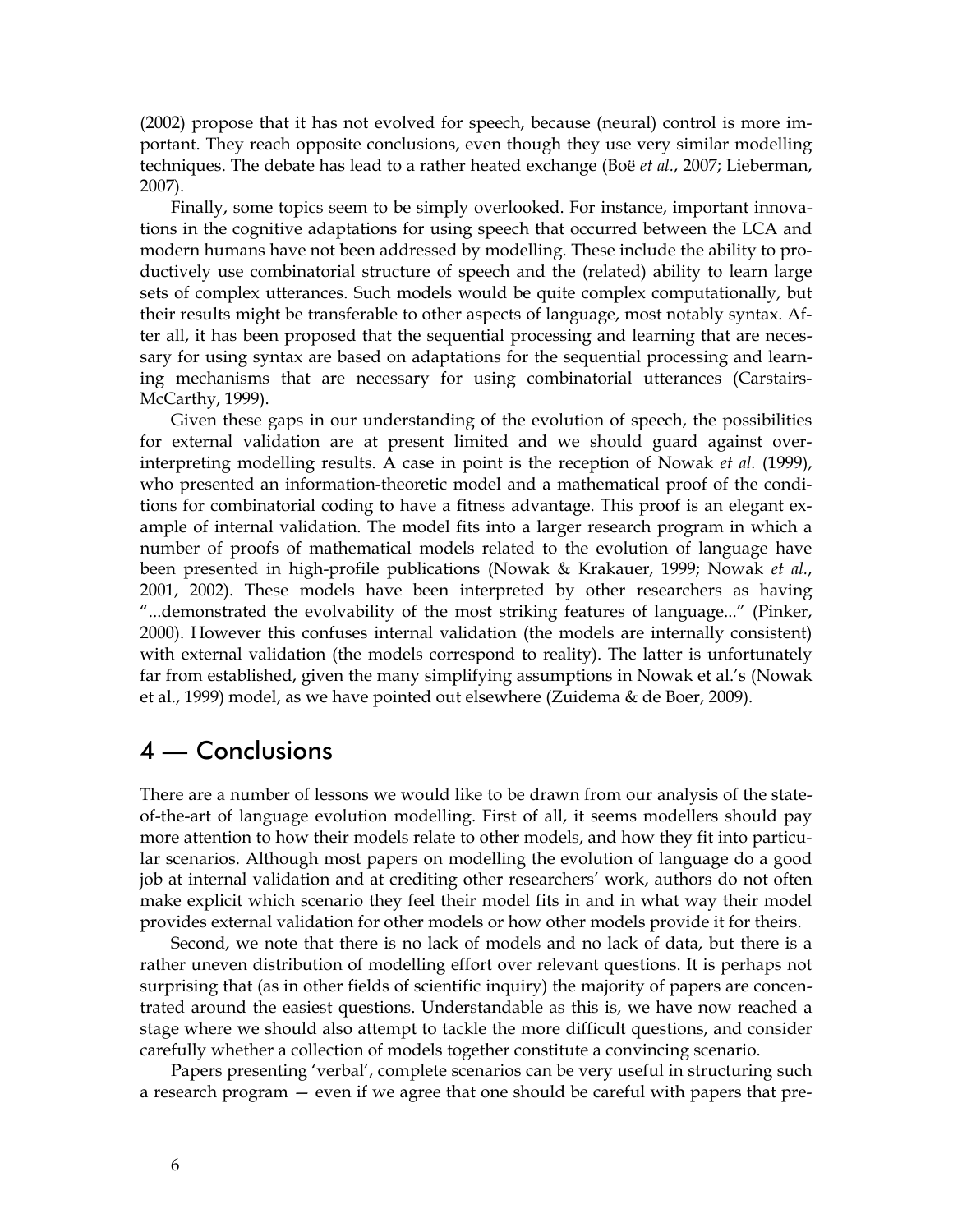(2002) propose that it has not evolved for speech, because (neural) control is more important. They reach opposite conclusions, even though they use very similar modelling techniques. The debate has lead to a rather heated exchange (Boë *et al.*, 2007; Lieberman, 2007).

Finally, some topics seem to be simply overlooked. For instance, important innovations in the cognitive adaptations for using speech that occurred between the LCA and modern humans have not been addressed by modelling. These include the ability to productively use combinatorial structure of speech and the (related) ability to learn large sets of complex utterances. Such models would be quite complex computationally, but their results might be transferable to other aspects of language, most notably syntax. After all, it has been proposed that the sequential processing and learning that are necessary for using syntax are based on adaptations for the sequential processing and learning mechanisms that are necessary for using combinatorial utterances (Carstairs-McCarthy, 1999).

Given these gaps in our understanding of the evolution of speech, the possibilities for external validation are at present limited and we should guard against over-interpreting modelling results. A case in point is the reception of Nowak *et al.* (1999), who presented an information-theoretic model and a mathematical proof of the conditions for combinatorial coding to have a fitness advantage. This proof is an elegant example of internal validation. The model fits into a larger research program in which a number of proofs of mathematical models related to the evolution of language have been presented in high-profile publications (Nowak & Krakauer, 1999; Nowak *et al.*, 2001, 2002). These models have been interpreted by other researchers as having "...demonstrated the evolvability of the most striking features of language..." (Pinker, 2000). However this confuses internal validation (the models are internally consistent) with external validation (the models correspond to reality). The latter is unfortunately far from established, given the many simplifying assumptions in Nowak et al.'s (Nowak et al., 1999) model, as we have pointed out elsewhere (Zuidema & de Boer, 2009).

## 4 — Conclusions

There are a number of lessons we would like to be drawn from our analysis of the state-of-the-art of language evolution modelling. First of all, it seems modellers should pay more attention to how their models relate to other models, and how they fit into particular scenarios. Although most papers on modelling the evolution of language do a good job at internal validation and at crediting other researchers' work, authors do not often make explicit which scenario they feel their model fits in and in what way their model provides external validation for other models or how other models provide it for theirs.

Second, we note that there is no lack of models and no lack of data, but there is a rather uneven distribution of modelling effort over relevant questions. It is perhaps not surprising that (as in other fields of scientific inquiry) the majority of papers are concentrated around the easiest questions. Understandable as this is, we have now reached a stage where we should also attempt to tackle the more difficult questions, and consider carefully whether a collection of models together constitute a convincing scenario.

Papers presenting 'verbal', complete scenarios can be very useful in structuring such a research program — even if we agree that one should be careful with papers that pre-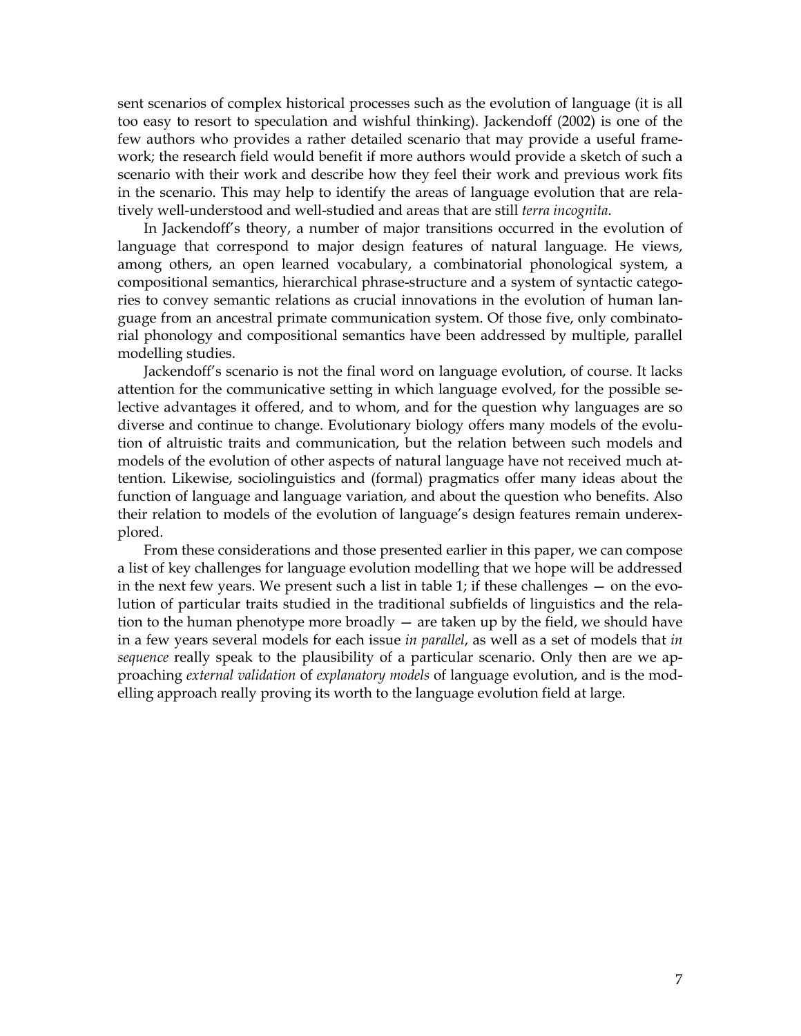sent scenarios of complex historical processes such as the evolution of language (it is all too easy to resort to speculation and wishful thinking). Jackendoff (2002) is one of the few authors who provides a rather detailed scenario that may provide a useful framework; the research field would benefit if more authors would provide a sketch of such a scenario with their work and describe how they feel their work and previous work fits in the scenario. This may help to identify the areas of language evolution that are relatively well-understood and well-studied and areas that are still *terra incognita*.

In Jackendoff's theory, a number of major transitions occurred in the evolution of language that correspond to major design features of natural language. He views, among others, an open learned vocabulary, a combinatorial phonological system, a compositional semantics, hierarchical phrase-structure and a system of syntactic categories to convey semantic relations as crucial innovations in the evolution of human language from an ancestral primate communication system. Of those five, only combinatorial phonology and compositional semantics have been addressed by multiple, parallel modelling studies.

Jackendoff's scenario is not the final word on language evolution, of course. It lacks attention for the communicative setting in which language evolved, for the possible selective advantages it offered, and to whom, and for the question why languages are so diverse and continue to change. Evolutionary biology offers many models of the evolution of altruistic traits and communication, but the relation between such models and models of the evolution of other aspects of natural language have not received much attention. Likewise, sociolinguistics and (formal) pragmatics offer many ideas about the function of language and language variation, and about the question who benefits. Also their relation to models of the evolution of language's design features remain underexplored.

From these considerations and those presented earlier in this paper, we can compose a list of key challenges for language evolution modelling that we hope will be addressed in the next few years. We present such a list in table 1; if these challenges — on the evolution of particular traits studied in the traditional subfields of linguistics and the relation to the human phenotype more broadly — are taken up by the field, we should have in a few years several models for each issue *in parallel*, as well as a set of models that *in sequence* really speak to the plausibility of a particular scenario. Only then are we approaching *external validation* of *explanatory models* of language evolution, and is the modelling approach really proving its worth to the language evolution field at large.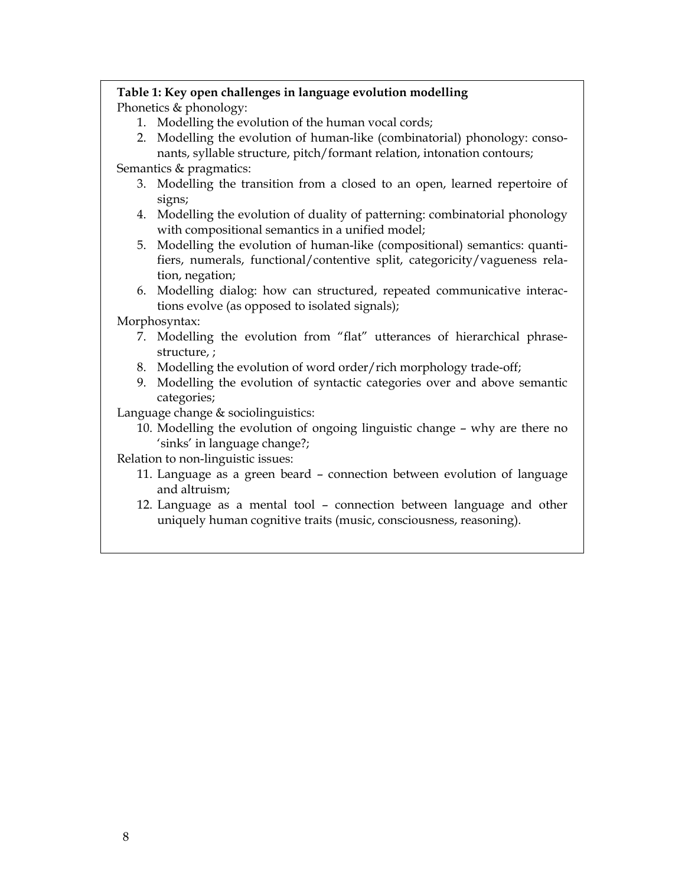**Table 1: Key open challenges in language evolution modelling**

Phonetics & phonology:

1. Modelling the evolution of the human vocal cords;
2. Modelling the evolution of human-like (combinatorial) phonology: consonants, syllable structure, pitch/formant relation, intonation contours;

Semantics & pragmatics:

3. Modelling the transition from a closed to an open, learned repertoire of signs;
4. Modelling the evolution of duality of patterning: combinatorial phonology with compositional semantics in a unified model;
5. Modelling the evolution of human-like (compositional) semantics: quantifiers, numerals, functional/contentive split, categoricity/vagueness relation, negation;
6. Modelling dialog: how can structured, repeated communicative interactions evolve (as opposed to isolated signals);

Morphosyntax:

7. Modelling the evolution from "flat" utterances of hierarchical phrase-structure, ;
8. Modelling the evolution of word order/rich morphology trade-off;
9. Modelling the evolution of syntactic categories over and above semantic categories;

Language change & sociolinguistics:

10. Modelling the evolution of ongoing linguistic change – why are there no 'sinks' in language change?;

Relation to non-linguistic issues:

11. Language as a green beard – connection between evolution of language and altruism;
12. Language as a mental tool – connection between language and other uniquely human cognitive traits (music, consciousness, reasoning).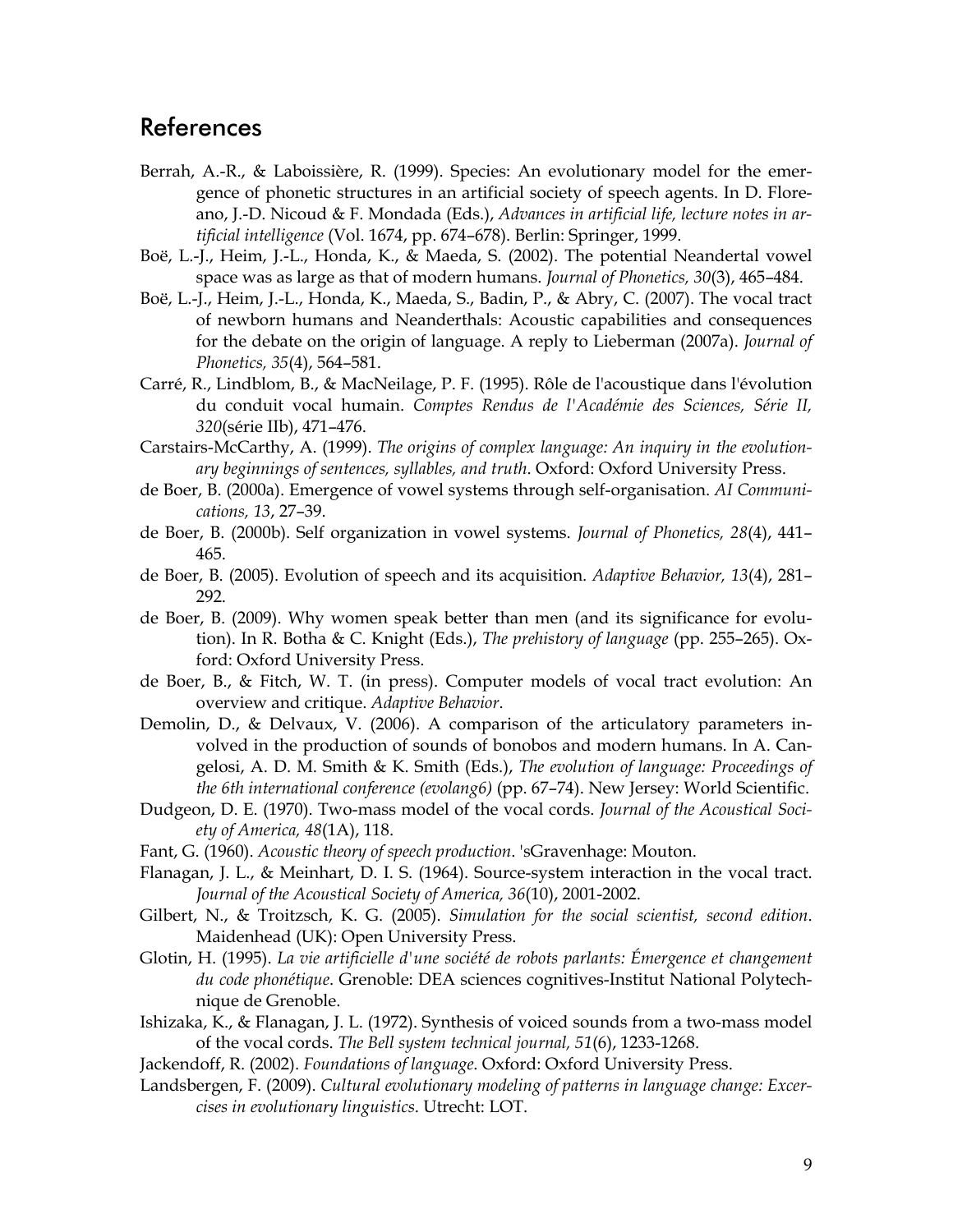## References

Berrah, A.-R., & Laboissière, R. (1999). Species: An evolutionary model for the emergence of phonetic structures in an artificial society of speech agents. In D. Floreano, J.-D. Nicoud & F. Mondada (Eds.), *Advances in artificial life, lecture notes in artificial intelligence* (Vol. 1674, pp. 674–678). Berlin: Springer, 1999.

Boë, L.-J., Heim, J.-L., Honda, K., & Maeda, S. (2002). The potential Neandertal vowel space was as large as that of modern humans. *Journal of Phonetics, 30*(3), 465–484.

Boë, L.-J., Heim, J.-L., Honda, K., Maeda, S., Badin, P., & Abry, C. (2007). The vocal tract of newborn humans and Neanderthals: Acoustic capabilities and consequences for the debate on the origin of language. A reply to Lieberman (2007a). *Journal of Phonetics, 35*(4), 564–581.

Carré, R., Lindblom, B., & MacNeilage, P. F. (1995). Rôle de l'acoustique dans l'évolution du conduit vocal humain. *Comptes Rendus de l'Académie des Sciences, Série II, 320*(série IIb), 471–476.

Carstairs-McCarthy, A. (1999). *The origins of complex language: An inquiry in the evolutionary beginnings of sentences, syllables, and truth*. Oxford: Oxford University Press.

de Boer, B. (2000a). Emergence of vowel systems through self-organisation. *AI Communications, 13*, 27–39.

de Boer, B. (2000b). Self organization in vowel systems. *Journal of Phonetics, 28*(4), 441–465.

de Boer, B. (2005). Evolution of speech and its acquisition. *Adaptive Behavior, 13*(4), 281–292.

de Boer, B. (2009). Why women speak better than men (and its significance for evolution). In R. Botha & C. Knight (Eds.), *The prehistory of language* (pp. 255–265). Oxford: Oxford University Press.

de Boer, B., & Fitch, W. T. (in press). Computer models of vocal tract evolution: An overview and critique. *Adaptive Behavior*.

Demolin, D., & Delvaux, V. (2006). A comparison of the articulatory parameters involved in the production of sounds of bonobos and modern humans. In A. Cangelosi, A. D. M. Smith & K. Smith (Eds.), *The evolution of language: Proceedings of the 6th international conference (evolang6)* (pp. 67–74). New Jersey: World Scientific.

Dudgeon, D. E. (1970). Two-mass model of the vocal cords. *Journal of the Acoustical Society of America, 48*(1A), 118.

Fant, G. (1960). *Acoustic theory of speech production*. 'sGravenhage: Mouton.

Flanagan, J. L., & Meinhart, D. I. S. (1964). Source-system interaction in the vocal tract. *Journal of the Acoustical Society of America, 36*(10), 2001-2002.

Gilbert, N., & Troitzsch, K. G. (2005). *Simulation for the social scientist, second edition*. Maidenhead (UK): Open University Press.

Glotin, H. (1995). *La vie artificielle d'une société de robots parlants: Émergence et changement du code phonétique*. Grenoble: DEA sciences cognitives-Institut National Polytechnique de Grenoble.

Ishizaka, K., & Flanagan, J. L. (1972). Synthesis of voiced sounds from a two-mass model of the vocal cords. *The Bell system technical journal, 51*(6), 1233-1268.

Jackendoff, R. (2002). *Foundations of language*. Oxford: Oxford University Press.

Landsbergen, F. (2009). *Cultural evolutionary modeling of patterns in language change: Excercises in evolutionary linguistics*. Utrecht: LOT.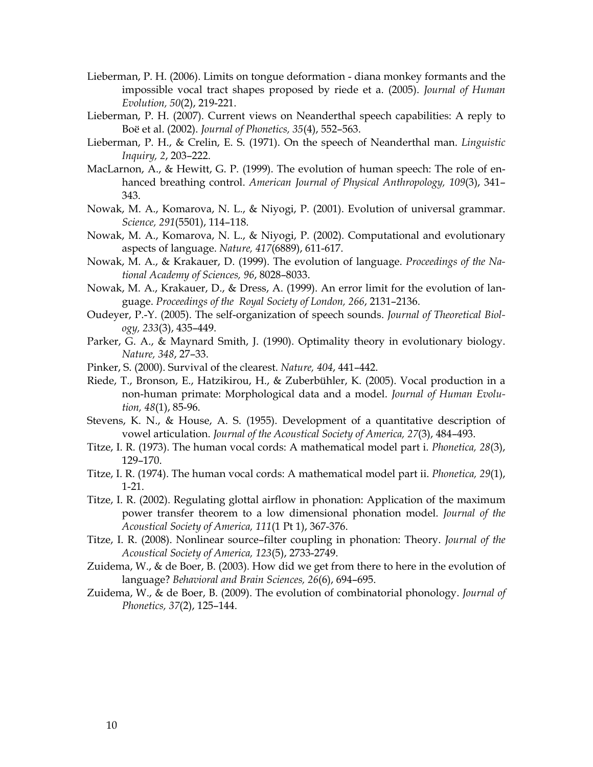Lieberman, P. H. (2006). Limits on tongue deformation - diana monkey formants and the impossible vocal tract shapes proposed by riede et a. (2005). *Journal of Human Evolution, 50*(2), 219-221.

Lieberman, P. H. (2007). Current views on Neanderthal speech capabilities: A reply to Boë et al. (2002). *Journal of Phonetics, 35*(4), 552–563.

Lieberman, P. H., & Crelin, E. S. (1971). On the speech of Neanderthal man. *Linguistic Inquiry, 2*, 203–222.

MacLarnon, A., & Hewitt, G. P. (1999). The evolution of human speech: The role of enhanced breathing control. *American Journal of Physical Anthropology, 109*(3), 341–343.

Nowak, M. A., Komarova, N. L., & Niyogi, P. (2001). Evolution of universal grammar. *Science, 291*(5501), 114–118.

Nowak, M. A., Komarova, N. L., & Niyogi, P. (2002). Computational and evolutionary aspects of language. *Nature, 417*(6889), 611-617.

Nowak, M. A., & Krakauer, D. (1999). The evolution of language. *Proceedings of the National Academy of Sciences, 96*, 8028–8033.

Nowak, M. A., Krakauer, D., & Dress, A. (1999). An error limit for the evolution of language. *Proceedings of the Royal Society of London, 266*, 2131–2136.

Oudeyer, P.-Y. (2005). The self-organization of speech sounds. *Journal of Theoretical Biology, 233*(3), 435–449.

Parker, G. A., & Maynard Smith, J. (1990). Optimality theory in evolutionary biology. *Nature, 348*, 27–33.

Pinker, S. (2000). Survival of the clearest. *Nature, 404*, 441–442.

Riede, T., Bronson, E., Hatzikirou, H., & Zuberbühler, K. (2005). Vocal production in a non-human primate: Morphological data and a model. *Journal of Human Evolution, 48*(1), 85-96.

Stevens, K. N., & House, A. S. (1955). Development of a quantitative description of vowel articulation. *Journal of the Acoustical Society of America, 27*(3), 484–493.

Titze, I. R. (1973). The human vocal cords: A mathematical model part i. *Phonetica, 28*(3), 129–170.

Titze, I. R. (1974). The human vocal cords: A mathematical model part ii. *Phonetica, 29*(1), 1-21.

Titze, I. R. (2002). Regulating glottal airflow in phonation: Application of the maximum power transfer theorem to a low dimensional phonation model. *Journal of the Acoustical Society of America, 111*(1 Pt 1), 367-376.

Titze, I. R. (2008). Nonlinear source–filter coupling in phonation: Theory. *Journal of the Acoustical Society of America, 123*(5), 2733-2749.

Zuidema, W., & de Boer, B. (2003). How did we get from there to here in the evolution of language? *Behavioral and Brain Sciences, 26*(6), 694–695.

Zuidema, W., & de Boer, B. (2009). The evolution of combinatorial phonology. *Journal of Phonetics, 37*(2), 125–144.